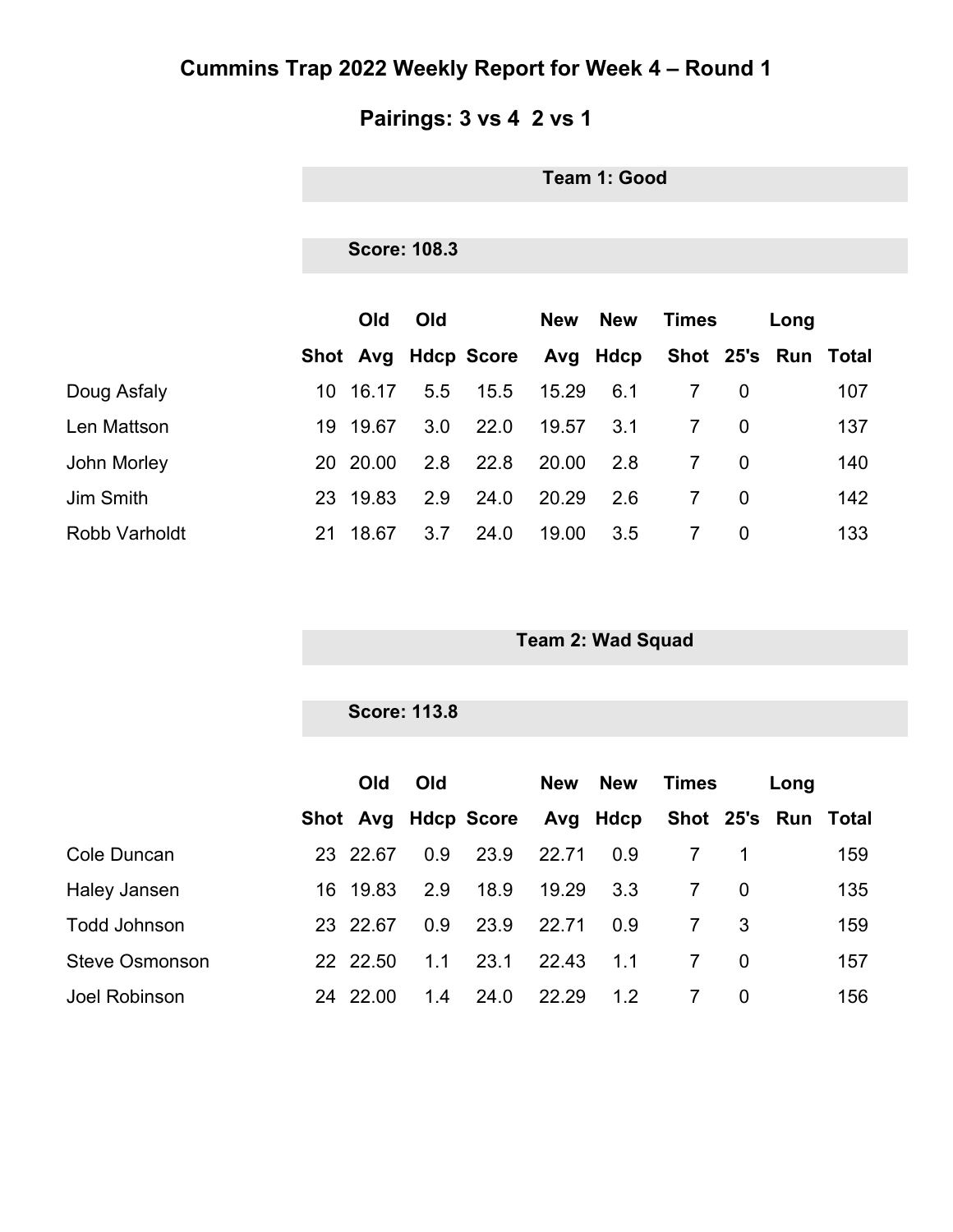# Cummins Trap 2022 Weekly Report for Week 4 – Round 1

## Pairings: 3 vs 4  2 vs 1

### Team 1: Good

**Score: 108.3**

| | Shot | Old Avg | Old Hdcp | Score | New Avg | New Hdcp | Times Shot | 25's | Long Run | Total |
|---|---|---|---|---|---|---|---|---|---|---|
| Doug Asfaly | 10 | 16.17 | 5.5 | 15.5 | 15.29 | 6.1 | 7 | 0 | | 107 |
| Len Mattson | 19 | 19.67 | 3.0 | 22.0 | 19.57 | 3.1 | 7 | 0 | | 137 |
| John Morley | 20 | 20.00 | 2.8 | 22.8 | 20.00 | 2.8 | 7 | 0 | | 140 |
| Jim Smith | 23 | 19.83 | 2.9 | 24.0 | 20.29 | 2.6 | 7 | 0 | | 142 |
| Robb Varholdt | 21 | 18.67 | 3.7 | 24.0 | 19.00 | 3.5 | 7 | 0 | | 133 |

### Team 2: Wad Squad

**Score: 113.8**

| | Shot | Old Avg | Old Hdcp | Score | New Avg | New Hdcp | Times Shot | 25's | Long Run | Total |
|---|---|---|---|---|---|---|---|---|---|---|
| Cole Duncan | 23 | 22.67 | 0.9 | 23.9 | 22.71 | 0.9 | 7 | 1 | | 159 |
| Haley Jansen | 16 | 19.83 | 2.9 | 18.9 | 19.29 | 3.3 | 7 | 0 | | 135 |
| Todd Johnson | 23 | 22.67 | 0.9 | 23.9 | 22.71 | 0.9 | 7 | 3 | | 159 |
| Steve Osmonson | 22 | 22.50 | 1.1 | 23.1 | 22.43 | 1.1 | 7 | 0 | | 157 |
| Joel Robinson | 24 | 22.00 | 1.4 | 24.0 | 22.29 | 1.2 | 7 | 0 | | 156 |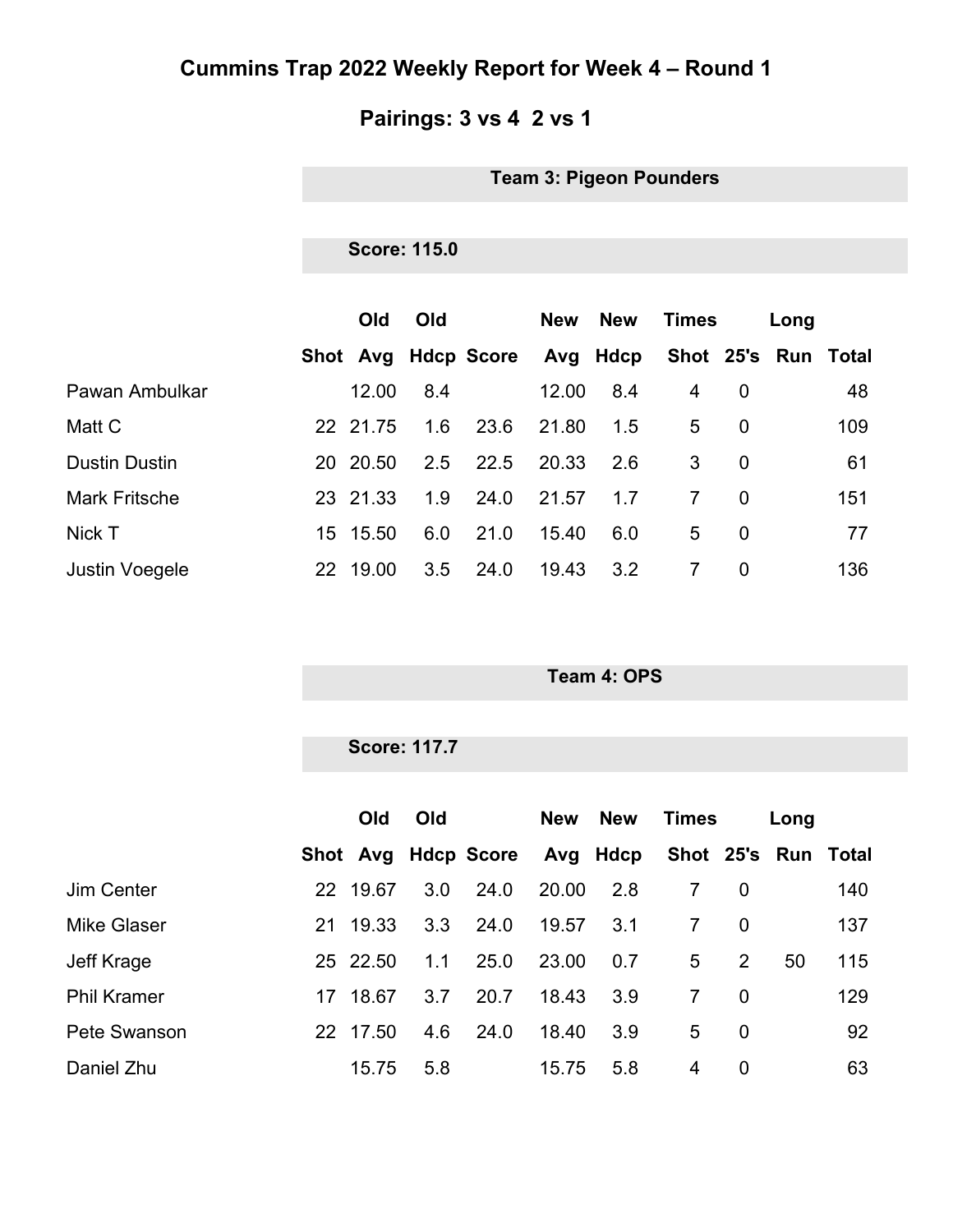# Cummins Trap 2022 Weekly Report for Week 4 – Round 1

## Pairings: 3 vs 4  2 vs 1

### Team 3: Pigeon Pounders

**Score: 115.0**

| | Shot | Old Avg | Old Hdcp | Score | New Avg | New Hdcp | Times Shot | 25's | Long Run | Total |
|---|---|---|---|---|---|---|---|---|---|---|
| Pawan Ambulkar | | 12.00 | 8.4 | | 12.00 | 8.4 | 4 | 0 | | 48 |
| Matt C | 22 | 21.75 | 1.6 | 23.6 | 21.80 | 1.5 | 5 | 0 | | 109 |
| Dustin Dustin | 20 | 20.50 | 2.5 | 22.5 | 20.33 | 2.6 | 3 | 0 | | 61 |
| Mark Fritsche | 23 | 21.33 | 1.9 | 24.0 | 21.57 | 1.7 | 7 | 0 | | 151 |
| Nick T | 15 | 15.50 | 6.0 | 21.0 | 15.40 | 6.0 | 5 | 0 | | 77 |
| Justin Voegele | 22 | 19.00 | 3.5 | 24.0 | 19.43 | 3.2 | 7 | 0 | | 136 |

### Team 4: OPS

**Score: 117.7**

| | Shot | Old Avg | Old Hdcp | Score | New Avg | New Hdcp | Times Shot | 25's | Long Run | Total |
|---|---|---|---|---|---|---|---|---|---|---|
| Jim Center | 22 | 19.67 | 3.0 | 24.0 | 20.00 | 2.8 | 7 | 0 | | 140 |
| Mike Glaser | 21 | 19.33 | 3.3 | 24.0 | 19.57 | 3.1 | 7 | 0 | | 137 |
| Jeff Krage | 25 | 22.50 | 1.1 | 25.0 | 23.00 | 0.7 | 5 | 2 | 50 | 115 |
| Phil Kramer | 17 | 18.67 | 3.7 | 20.7 | 18.43 | 3.9 | 7 | 0 | | 129 |
| Pete Swanson | 22 | 17.50 | 4.6 | 24.0 | 18.40 | 3.9 | 5 | 0 | | 92 |
| Daniel Zhu | | 15.75 | 5.8 | | 15.75 | 5.8 | 4 | 0 | | 63 |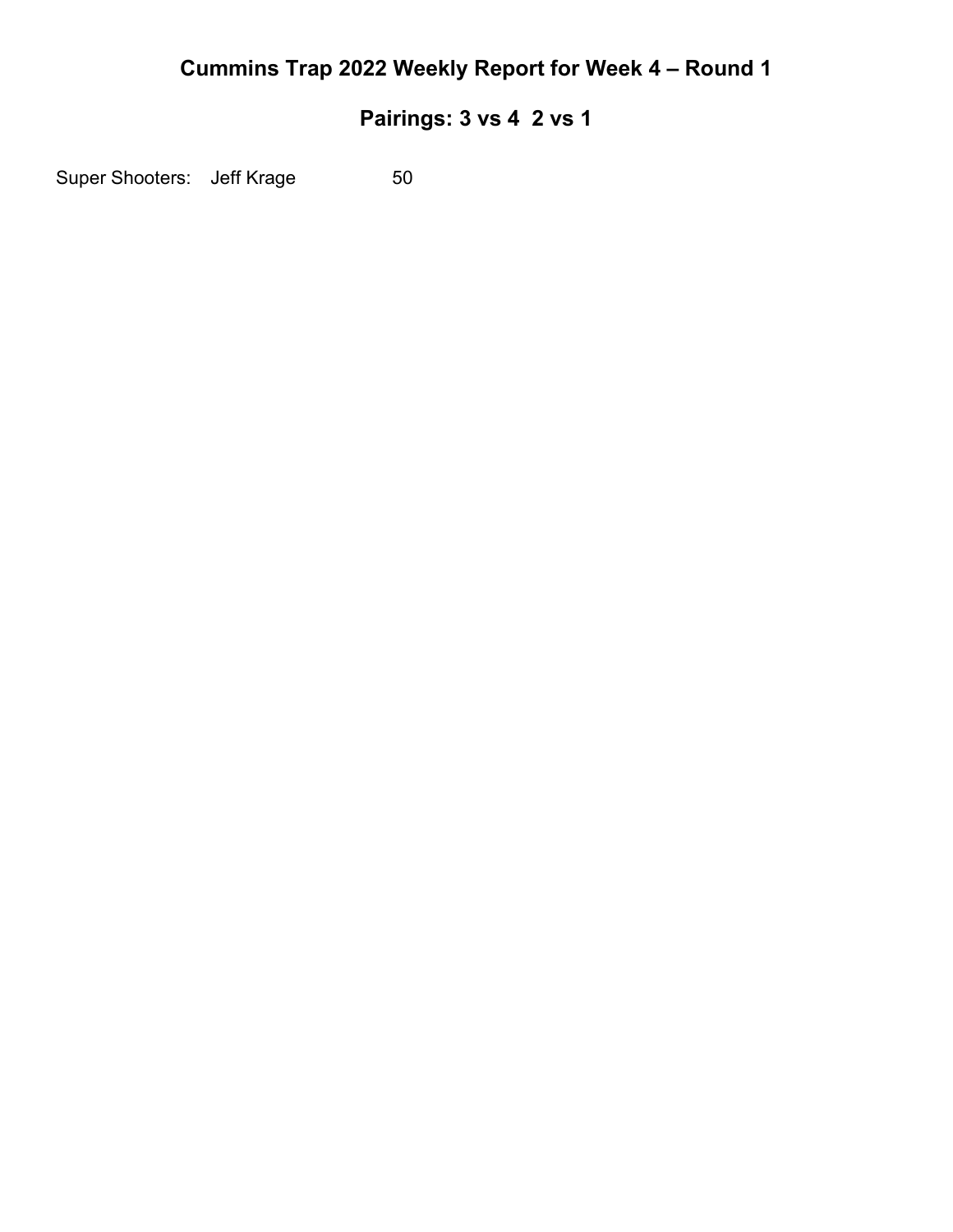# Cummins Trap 2022 Weekly Report for Week 4 – Round 1

## Pairings: 3 vs 4  2 vs 1

Super Shooters: Jeff Krage 50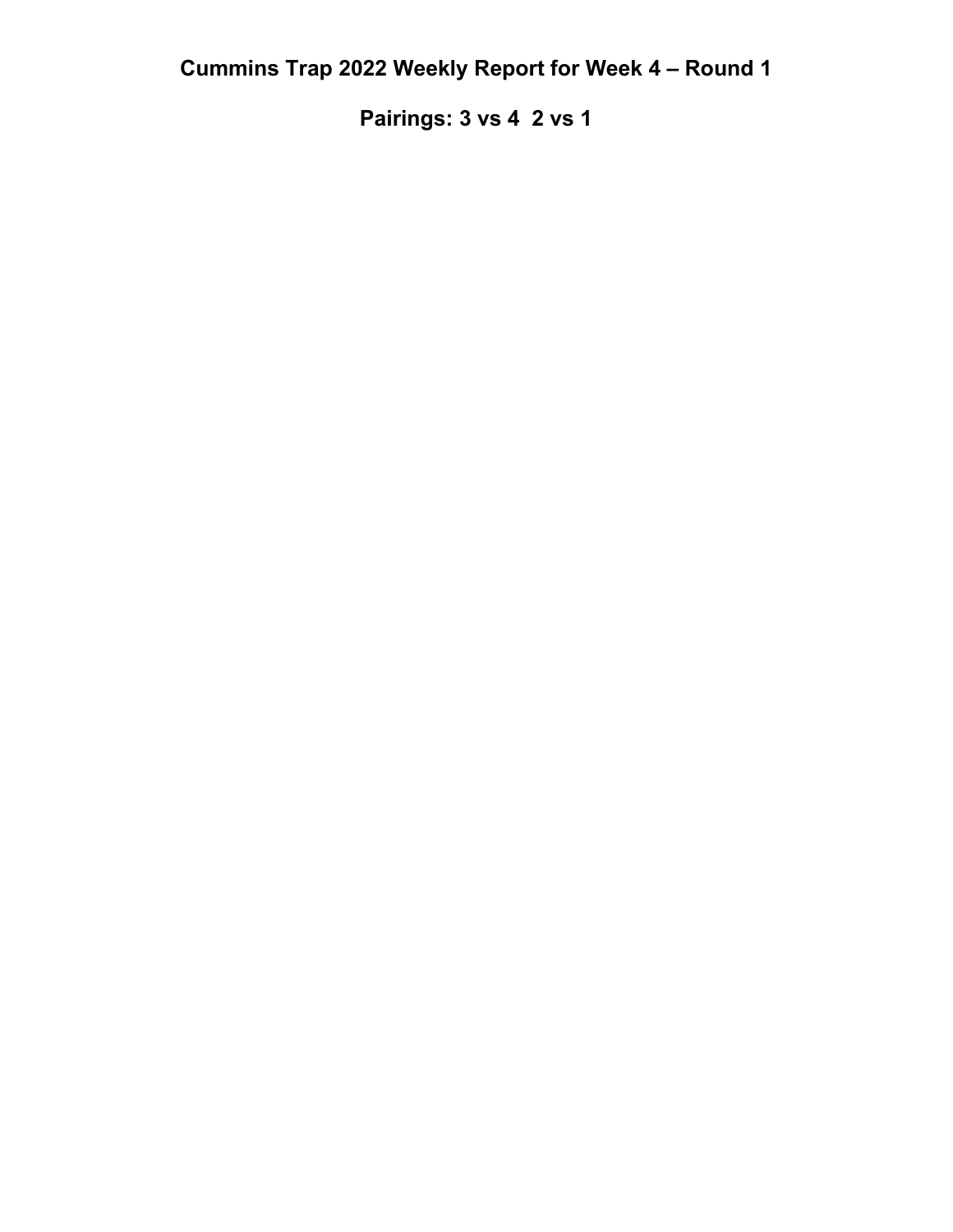# Cummins Trap 2022 Weekly Report for Week 4 – Round 1

## Pairings: 3 vs 4  2 vs 1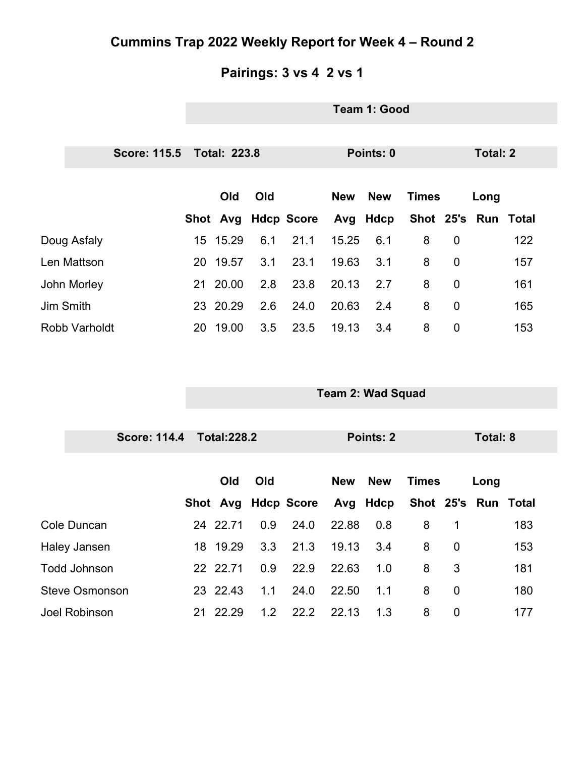# Cummins Trap 2022 Weekly Report for Week 4 – Round 2

## Pairings: 3 vs 4 2 vs 1

### Team 1: Good

**Score: 115.5 Total: 223.8 Points: 0 Total: 2**

| | Shot | Old Avg | Old Hdcp | Score | New Avg | New Hdcp | Times Shot | 25's | Long Run | Total |
|---|---|---|---|---|---|---|---|---|---|---|
| Doug Asfaly | 15 | 15.29 | 6.1 | 21.1 | 15.25 | 6.1 | 8 | 0 | | 122 |
| Len Mattson | 20 | 19.57 | 3.1 | 23.1 | 19.63 | 3.1 | 8 | 0 | | 157 |
| John Morley | 21 | 20.00 | 2.8 | 23.8 | 20.13 | 2.7 | 8 | 0 | | 161 |
| Jim Smith | 23 | 20.29 | 2.6 | 24.0 | 20.63 | 2.4 | 8 | 0 | | 165 |
| Robb Varholdt | 20 | 19.00 | 3.5 | 23.5 | 19.13 | 3.4 | 8 | 0 | | 153 |

### Team 2: Wad Squad

**Score: 114.4 Total:228.2 Points: 2 Total: 8**

| | Shot | Old Avg | Old Hdcp | Score | New Avg | New Hdcp | Times Shot | 25's | Long Run | Total |
|---|---|---|---|---|---|---|---|---|---|---|
| Cole Duncan | 24 | 22.71 | 0.9 | 24.0 | 22.88 | 0.8 | 8 | 1 | | 183 |
| Haley Jansen | 18 | 19.29 | 3.3 | 21.3 | 19.13 | 3.4 | 8 | 0 | | 153 |
| Todd Johnson | 22 | 22.71 | 0.9 | 22.9 | 22.63 | 1.0 | 8 | 3 | | 181 |
| Steve Osmonson | 23 | 22.43 | 1.1 | 24.0 | 22.50 | 1.1 | 8 | 0 | | 180 |
| Joel Robinson | 21 | 22.29 | 1.2 | 22.2 | 22.13 | 1.3 | 8 | 0 | | 177 |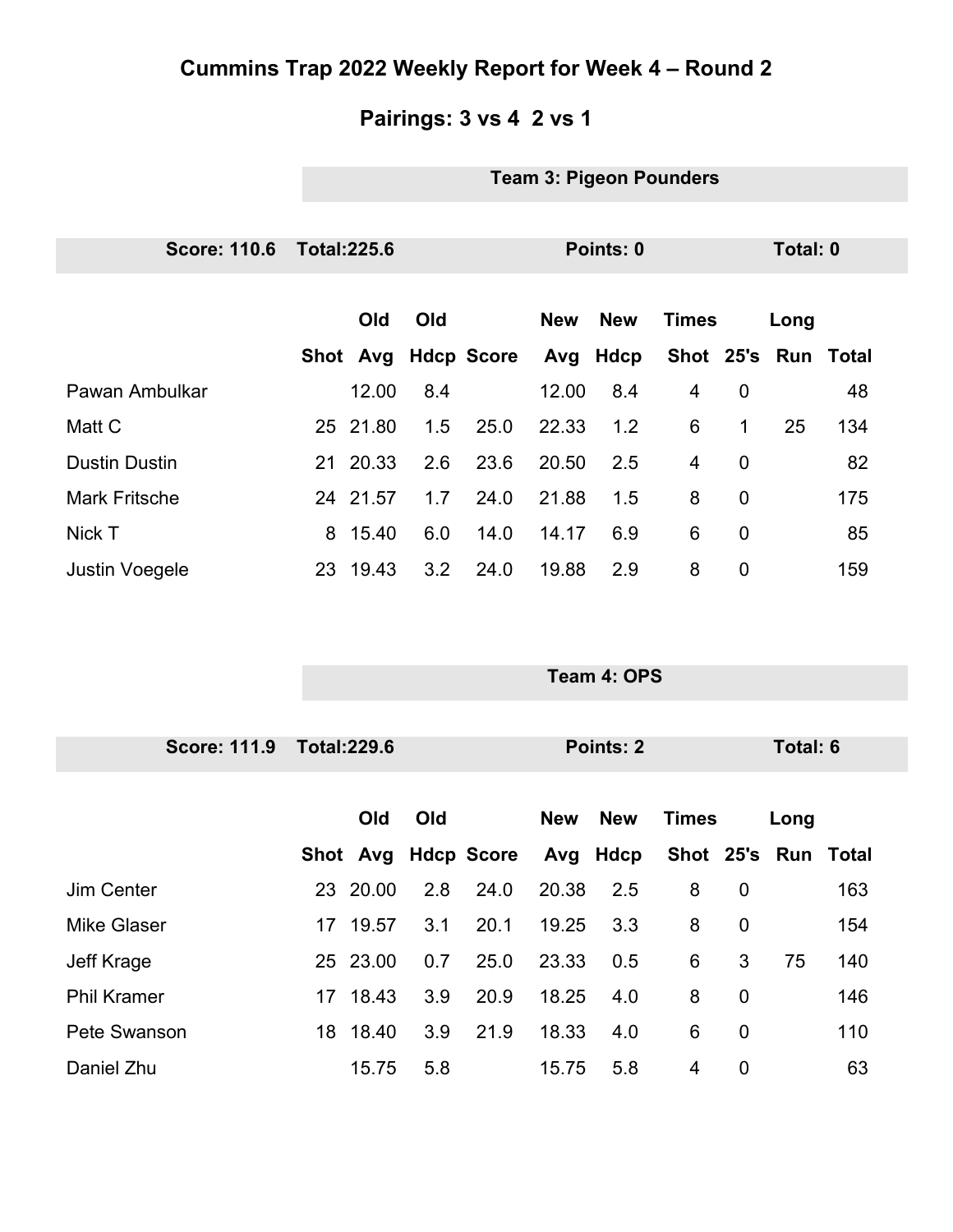# Cummins Trap 2022 Weekly Report for Week 4 – Round 2

## Pairings: 3 vs 4  2 vs 1

### Team 3: Pigeon Pounders

**Score: 110.6  Total:225.6  Points: 0  Total: 0**

| | Shot | Old Avg | Old Hdcp | Score | New Avg | New Hdcp | Times Shot | 25's | Long Run | Total |
|---|---|---|---|---|---|---|---|---|---|---|
| Pawan Ambulkar | | 12.00 | 8.4 | | 12.00 | 8.4 | 4 | 0 | | 48 |
| Matt C | 25 | 21.80 | 1.5 | 25.0 | 22.33 | 1.2 | 6 | 1 | 25 | 134 |
| Dustin Dustin | 21 | 20.33 | 2.6 | 23.6 | 20.50 | 2.5 | 4 | 0 | | 82 |
| Mark Fritsche | 24 | 21.57 | 1.7 | 24.0 | 21.88 | 1.5 | 8 | 0 | | 175 |
| Nick T | 8 | 15.40 | 6.0 | 14.0 | 14.17 | 6.9 | 6 | 0 | | 85 |
| Justin Voegele | 23 | 19.43 | 3.2 | 24.0 | 19.88 | 2.9 | 8 | 0 | | 159 |

### Team 4: OPS

**Score: 111.9  Total:229.6  Points: 2  Total: 6**

| | Shot | Old Avg | Old Hdcp | Score | New Avg | New Hdcp | Times Shot | 25's | Long Run | Total |
|---|---|---|---|---|---|---|---|---|---|---|
| Jim Center | 23 | 20.00 | 2.8 | 24.0 | 20.38 | 2.5 | 8 | 0 | | 163 |
| Mike Glaser | 17 | 19.57 | 3.1 | 20.1 | 19.25 | 3.3 | 8 | 0 | | 154 |
| Jeff Krage | 25 | 23.00 | 0.7 | 25.0 | 23.33 | 0.5 | 6 | 3 | 75 | 140 |
| Phil Kramer | 17 | 18.43 | 3.9 | 20.9 | 18.25 | 4.0 | 8 | 0 | | 146 |
| Pete Swanson | 18 | 18.40 | 3.9 | 21.9 | 18.33 | 4.0 | 6 | 0 | | 110 |
| Daniel Zhu | | 15.75 | 5.8 | | 15.75 | 5.8 | 4 | 0 | | 63 |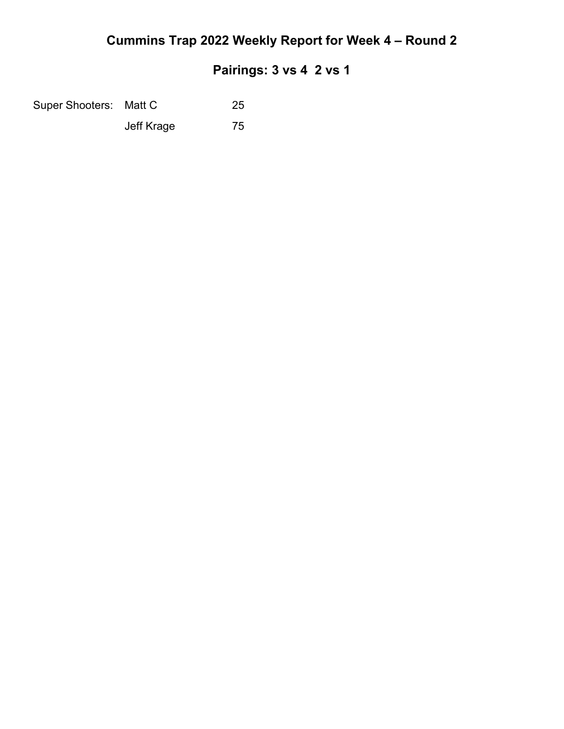# Cummins Trap 2022 Weekly Report for Week 4 – Round 2

## Pairings: 3 vs 4  2 vs 1

| Super Shooters: | Matt C | 25 |
|---|---|---|
| | Jeff Krage | 75 |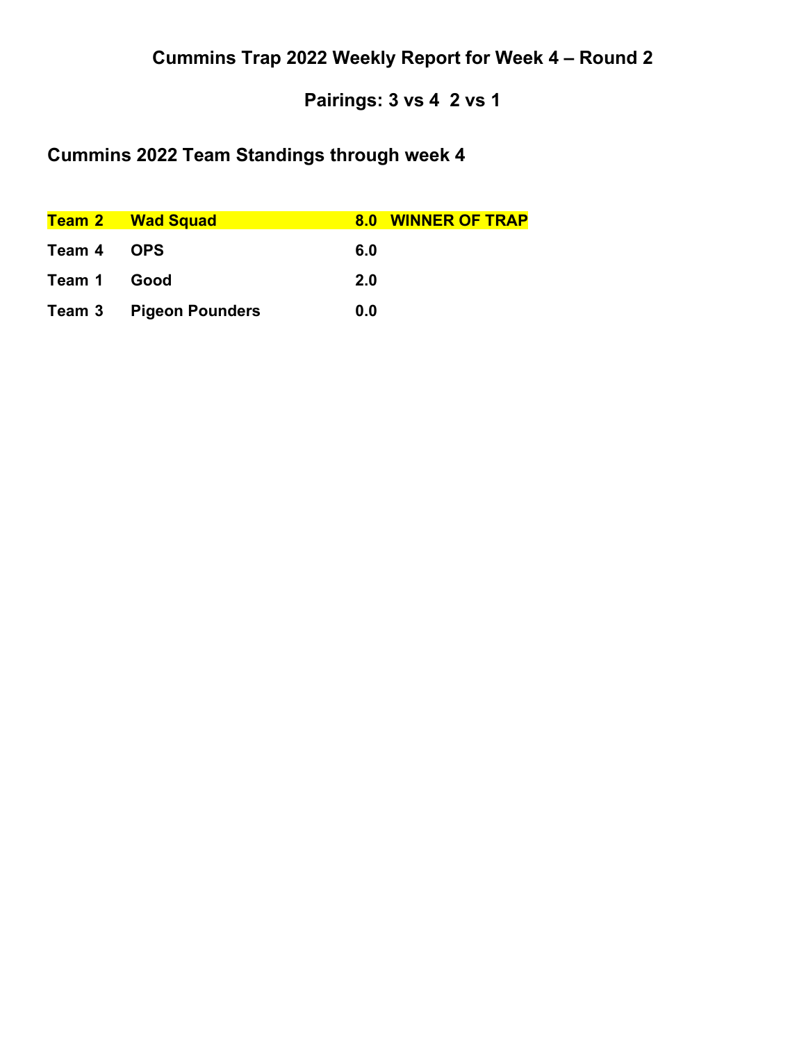## Cummins Trap 2022 Weekly Report for Week 4 – Round 2

## Pairings: 3 vs 4 2 vs 1

### Cummins 2022 Team Standings through week 4

| | | | |
|---|---|---|---|
| **Team 2** | **Wad Squad** | **8.0** | **WINNER OF TRAP** |
| **Team 4** | **OPS** | **6.0** | |
| **Team 1** | **Good** | **2.0** | |
| **Team 3** | **Pigeon Pounders** | **0.0** | |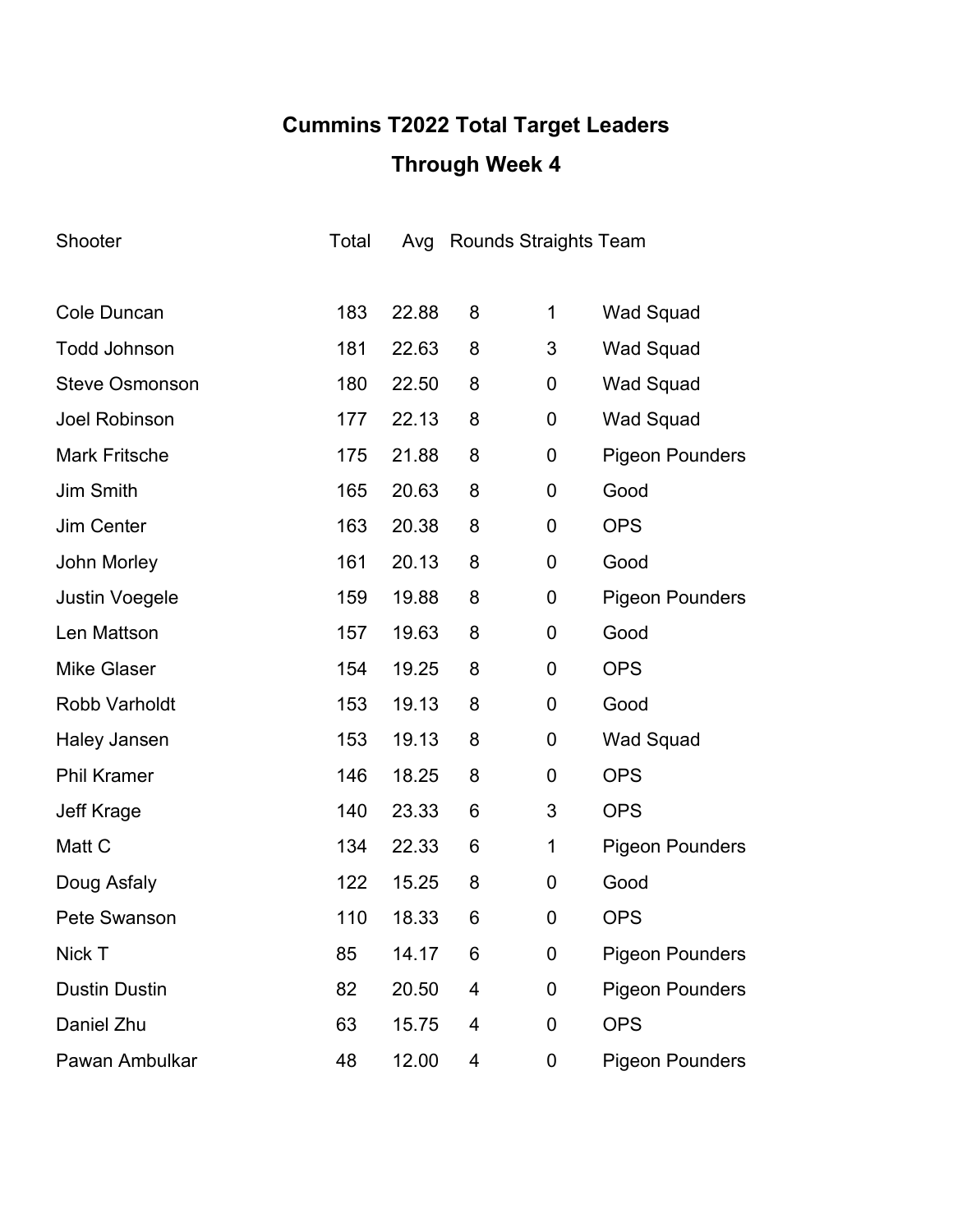# Cummins T2022 Total Target Leaders

## Through Week 4

| Shooter | Total | Avg | Rounds | Straights | Team |
|---|---|---|---|---|---|
| Cole Duncan | 183 | 22.88 | 8 | 1 | Wad Squad |
| Todd Johnson | 181 | 22.63 | 8 | 3 | Wad Squad |
| Steve Osmonson | 180 | 22.50 | 8 | 0 | Wad Squad |
| Joel Robinson | 177 | 22.13 | 8 | 0 | Wad Squad |
| Mark Fritsche | 175 | 21.88 | 8 | 0 | Pigeon Pounders |
| Jim Smith | 165 | 20.63 | 8 | 0 | Good |
| Jim Center | 163 | 20.38 | 8 | 0 | OPS |
| John Morley | 161 | 20.13 | 8 | 0 | Good |
| Justin Voegele | 159 | 19.88 | 8 | 0 | Pigeon Pounders |
| Len Mattson | 157 | 19.63 | 8 | 0 | Good |
| Mike Glaser | 154 | 19.25 | 8 | 0 | OPS |
| Robb Varholdt | 153 | 19.13 | 8 | 0 | Good |
| Haley Jansen | 153 | 19.13 | 8 | 0 | Wad Squad |
| Phil Kramer | 146 | 18.25 | 8 | 0 | OPS |
| Jeff Krage | 140 | 23.33 | 6 | 3 | OPS |
| Matt C | 134 | 22.33 | 6 | 1 | Pigeon Pounders |
| Doug Asfaly | 122 | 15.25 | 8 | 0 | Good |
| Pete Swanson | 110 | 18.33 | 6 | 0 | OPS |
| Nick T | 85 | 14.17 | 6 | 0 | Pigeon Pounders |
| Dustin Dustin | 82 | 20.50 | 4 | 0 | Pigeon Pounders |
| Daniel Zhu | 63 | 15.75 | 4 | 0 | OPS |
| Pawan Ambulkar | 48 | 12.00 | 4 | 0 | Pigeon Pounders |